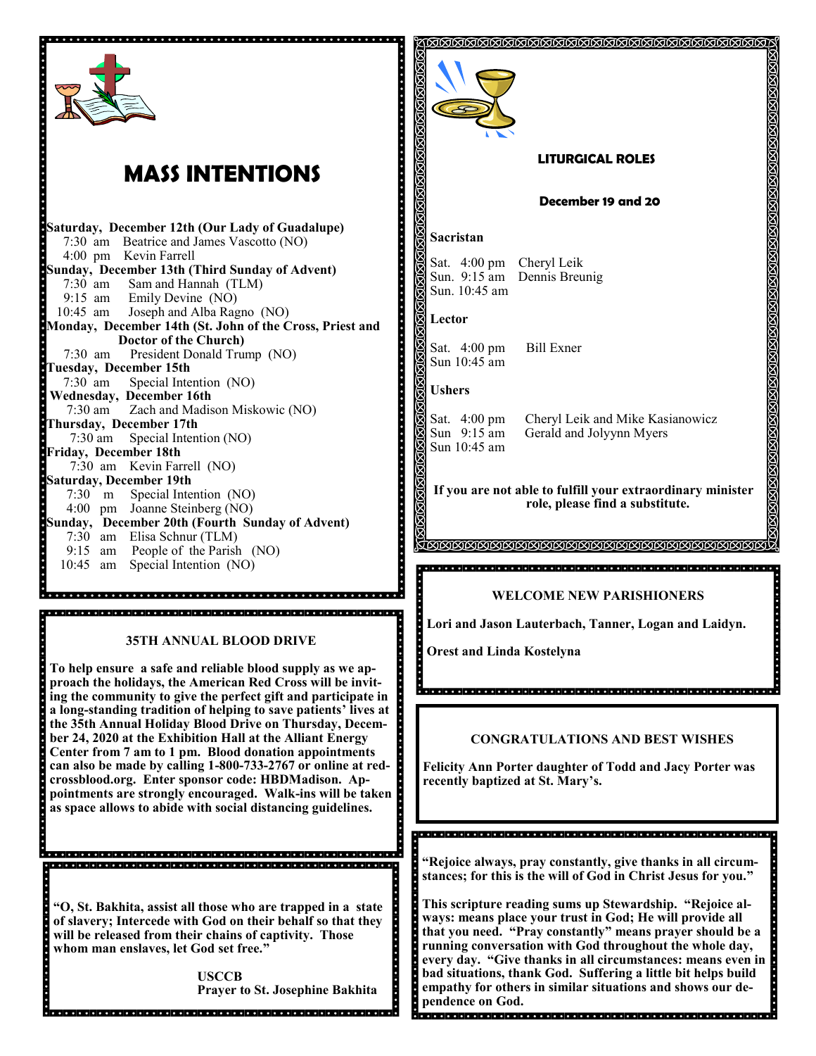# MASS INTENTIONS

**Saturday, December 12th (Our Lady of Guadalupe)**
7:30 am Beatrice and James Vascotto (NO)
4:00 pm Kevin Farrell

**Sunday, December 13th (Third Sunday of Advent)**
7:30 am Sam and Hannah (TLM)
9:15 am Emily Devine (NO)
10:45 am Joseph and Alba Ragno (NO)

**Monday, December 14th (St. John of the Cross, Priest and Doctor of the Church)**
7:30 am President Donald Trump (NO)

**Tuesday, December 15th**
7:30 am Special Intention (NO)

**Wednesday, December 16th**
7:30 am Zach and Madison Miskowic (NO)

**Thursday, December 17th**
7:30 am Special Intention (NO)

**Friday, December 18th**
7:30 am Kevin Farrell (NO)

**Saturday, December 19th**
7:30 m Special Intention (NO)
4:00 pm Joanne Steinberg (NO)

**Sunday, December 20th (Fourth Sunday of Advent)**
7:30 am Elisa Schnur (TLM)
9:15 am People of the Parish (NO)
10:45 am Special Intention (NO)

## 35TH ANNUAL BLOOD DRIVE

**To help ensure a safe and reliable blood supply as we approach the holidays, the American Red Cross will be inviting the community to give the perfect gift and participate in a long-standing tradition of helping to save patients' lives at the 35th Annual Holiday Blood Drive on Thursday, December 24, 2020 at the Exhibition Hall at the Alliant Energy Center from 7 am to 1 pm. Blood donation appointments can also be made by calling 1-800-733-2767 or online at redcrossblood.org. Enter sponsor code: HBDMadison. Appointments are strongly encouraged. Walk-ins will be taken as space allows to abide with social distancing guidelines.**

**"O, St. Bakhita, assist all those who are trapped in a state of slavery; Intercede with God on their behalf so that they will be released from their chains of captivity. Those whom man enslaves, let God set free."**

**USCCB**
**Prayer to St. Josephine Bakhita**

## LITURGICAL ROLES

**December 19 and 20**

**Sacristan**

Sat. 4:00 pm Cheryl Leik
Sun. 9:15 am Dennis Breunig
Sun. 10:45 am

**Lector**

Sat. 4:00 pm Bill Exner
Sun 10:45 am

**Ushers**

Sat. 4:00 pm Cheryl Leik and Mike Kasianowicz
Sun 9:15 am Gerald and Jolyynn Myers
Sun 10:45 am

**If you are not able to fulfill your extraordinary minister role, please find a substitute.**

## WELCOME NEW PARISHIONERS

**Lori and Jason Lauterbach, Tanner, Logan and Laidyn.**

**Orest and Linda Kostelyna**

## CONGRATULATIONS AND BEST WISHES

**Felicity Ann Porter daughter of Todd and Jacy Porter was recently baptized at St. Mary's.**

**"Rejoice always, pray constantly, give thanks in all circumstances; for this is the will of God in Christ Jesus for you."**

**This scripture reading sums up Stewardship. "Rejoice always: means place your trust in God; He will provide all that you need. "Pray constantly" means prayer should be a running conversation with God throughout the whole day, every day. "Give thanks in all circumstances: means even in bad situations, thank God. Suffering a little bit helps build empathy for others in similar situations and shows our dependence on God.**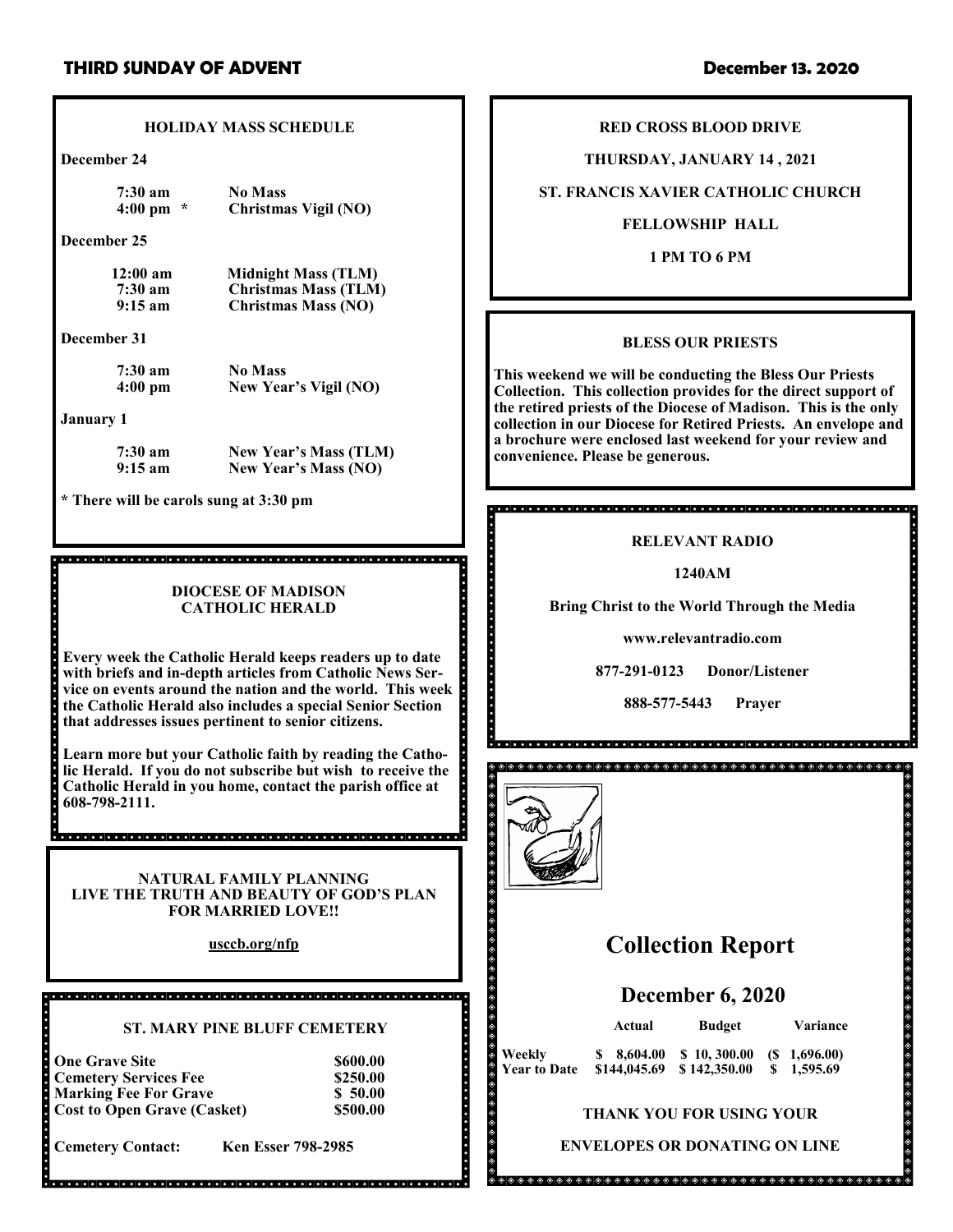## HOLIDAY MASS SCHEDULE

**December 24**

| | |
|---|---|
| 7:30 am | No Mass |
| 4:00 pm * | Christmas Vigil (NO) |

**December 25**

| | |
|---|---|
| 12:00 am | Midnight Mass (TLM) |
| 7:30 am | Christmas Mass (TLM) |
| 9:15 am | Christmas Mass (NO) |

**December 31**

| | |
|---|---|
| 7:30 am | No Mass |
| 4:00 pm | New Year's Vigil (NO) |

**January 1**

| | |
|---|---|
| 7:30 am | New Year's Mass (TLM) |
| 9:15 am | New Year's Mass (NO) |

**\* There will be carols sung at 3:30 pm**

## DIOCESE OF MADISON CATHOLIC HERALD

**Every week the Catholic Herald keeps readers up to date with briefs and in-depth articles from Catholic News Service on events around the nation and the world. This week the Catholic Herald also includes a special Senior Section that addresses issues pertinent to senior citizens.**

**Learn more but your Catholic faith by reading the Catholic Herald. If you do not subscribe but wish to receive the Catholic Herald in you home, contact the parish office at 608-798-2111.**

## NATURAL FAMILY PLANNING LIVE THE TRUTH AND BEAUTY OF GOD'S PLAN FOR MARRIED LOVE!!

**usccb.org/nfp**

## ST. MARY PINE BLUFF CEMETERY

| | |
|---|---|
| **One Grave Site** | **$600.00** |
| **Cemetery Services Fee** | **$250.00** |
| **Marking Fee For Grave** | **$ 50.00** |
| **Cost to Open Grave (Casket)** | **$500.00** |

**Cemetery Contact: Ken Esser 798-2985**

## RED CROSS BLOOD DRIVE

**THURSDAY, JANUARY 14 , 2021**

**ST. FRANCIS XAVIER CATHOLIC CHURCH**

**FELLOWSHIP HALL**

**1 PM TO 6 PM**

## BLESS OUR PRIESTS

**This weekend we will be conducting the Bless Our Priests Collection. This collection provides for the direct support of the retired priests of the Diocese of Madison. This is the only collection in our Diocese for Retired Priests. An envelope and a brochure were enclosed last weekend for your review and convenience. Please be generous.**

## RELEVANT RADIO

**1240AM**

**Bring Christ to the World Through the Media**

**www.relevantradio.com**

**877-291-0123 Donor/Listener**

**888-577-5443 Prayer**

# Collection Report

## December 6, 2020

| | Actual | Budget | Variance |
|---|---|---|---|
| Weekly | $ 8,604.00 | $ 10, 300.00 | ($ 1,696.00) |
| Year to Date | $144,045.69 | $ 142,350.00 | $ 1,595.69 |

**THANK YOU FOR USING YOUR ENVELOPES OR DONATING ON LINE**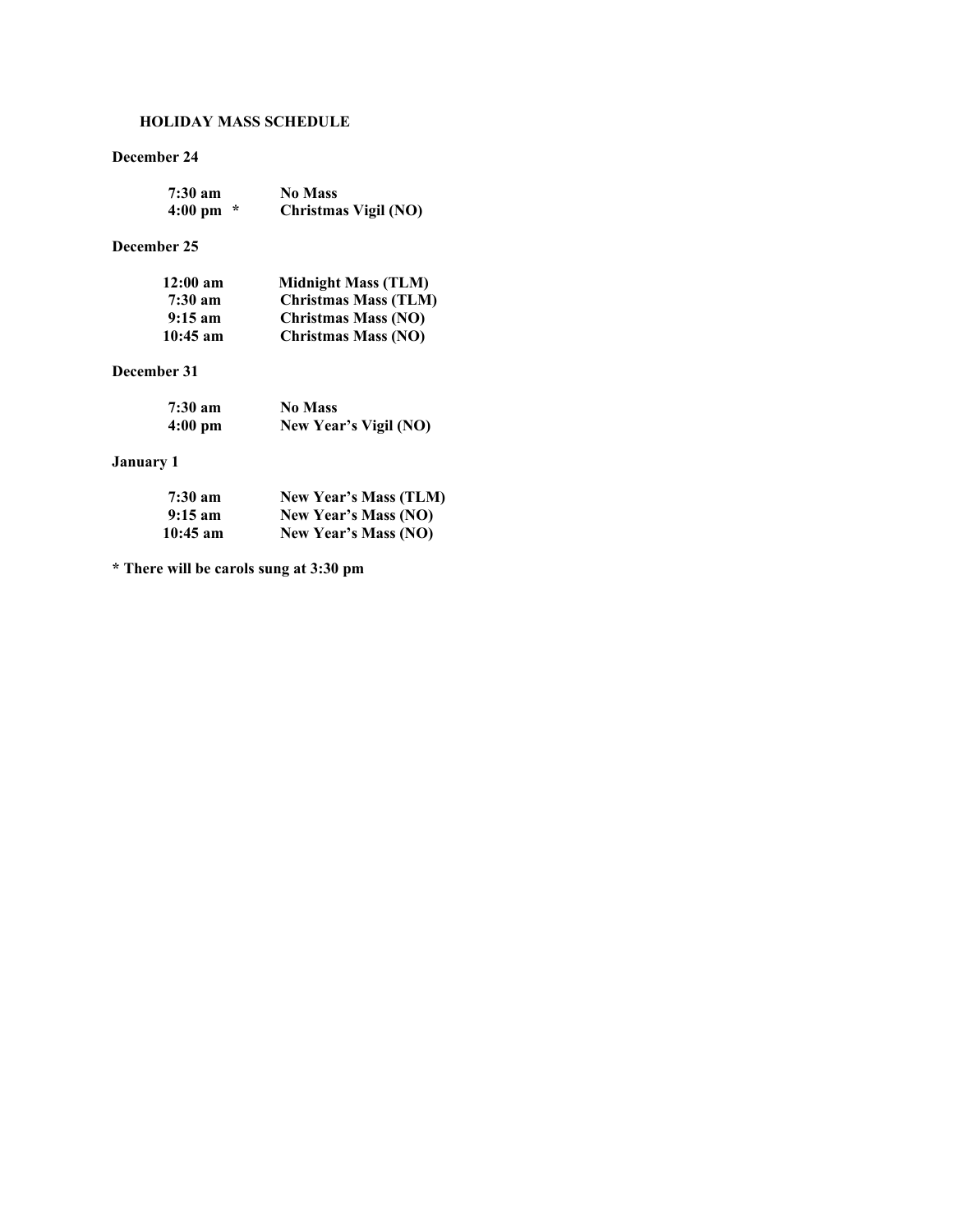## HOLIDAY MASS SCHEDULE

**December 24**

| | |
|---|---|
| **7:30 am** | **No Mass** |
| **4:00 pm \*** | **Christmas Vigil (NO)** |

**December 25**

| | |
|---|---|
| **12:00 am** | **Midnight Mass (TLM)** |
| **7:30 am** | **Christmas Mass (TLM)** |
| **9:15 am** | **Christmas Mass (NO)** |
| **10:45 am** | **Christmas Mass (NO)** |

**December 31**

| | |
|---|---|
| **7:30 am** | **No Mass** |
| **4:00 pm** | **New Year's Vigil (NO)** |

**January 1**

| | |
|---|---|
| **7:30 am** | **New Year's Mass (TLM)** |
| **9:15 am** | **New Year's Mass (NO)** |
| **10:45 am** | **New Year's Mass (NO)** |

**\* There will be carols sung at 3:30 pm**